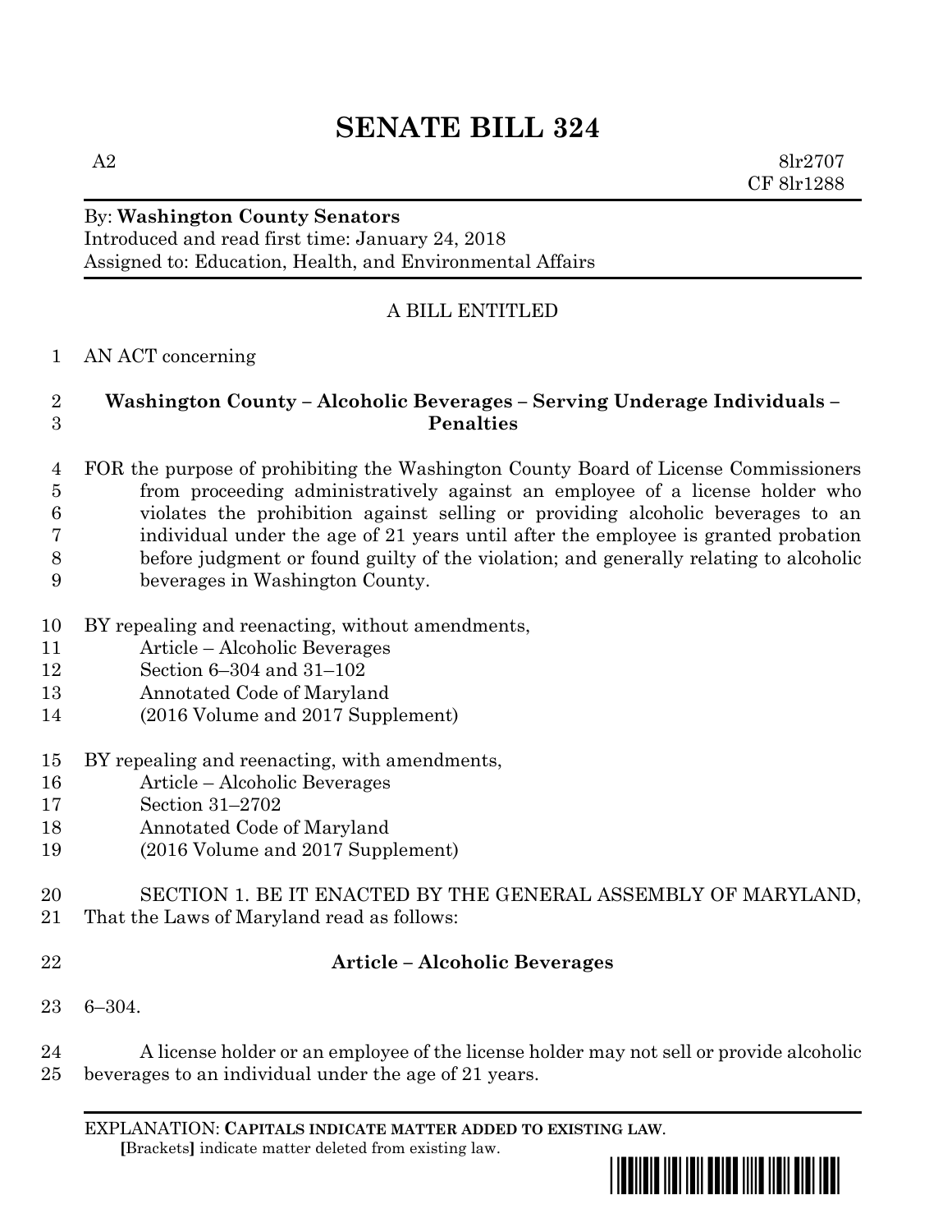# SENATE BILL 324

A2 8lr2707
CF 8lr1288

By: **Washington County Senators**
Introduced and read first time: January 24, 2018
Assigned to: Education, Health, and Environmental Affairs

A BILL ENTITLED

AN ACT concerning

**Washington County – Alcoholic Beverages – Serving Underage Individuals – Penalties**

FOR the purpose of prohibiting the Washington County Board of License Commissioners from proceeding administratively against an employee of a license holder who violates the prohibition against selling or providing alcoholic beverages to an individual under the age of 21 years until after the employee is granted probation before judgment or found guilty of the violation; and generally relating to alcoholic beverages in Washington County.

BY repealing and reenacting, without amendments,
Article – Alcoholic Beverages
Section 6–304 and 31–102
Annotated Code of Maryland
(2016 Volume and 2017 Supplement)

BY repealing and reenacting, with amendments,
Article – Alcoholic Beverages
Section 31–2702
Annotated Code of Maryland
(2016 Volume and 2017 Supplement)

SECTION 1. BE IT ENACTED BY THE GENERAL ASSEMBLY OF MARYLAND, That the Laws of Maryland read as follows:

**Article – Alcoholic Beverages**

6–304.

A license holder or an employee of the license holder may not sell or provide alcoholic beverages to an individual under the age of 21 years.

EXPLANATION: **CAPITALS INDICATE MATTER ADDED TO EXISTING LAW**.
**[**Brackets**]** indicate matter deleted from existing law.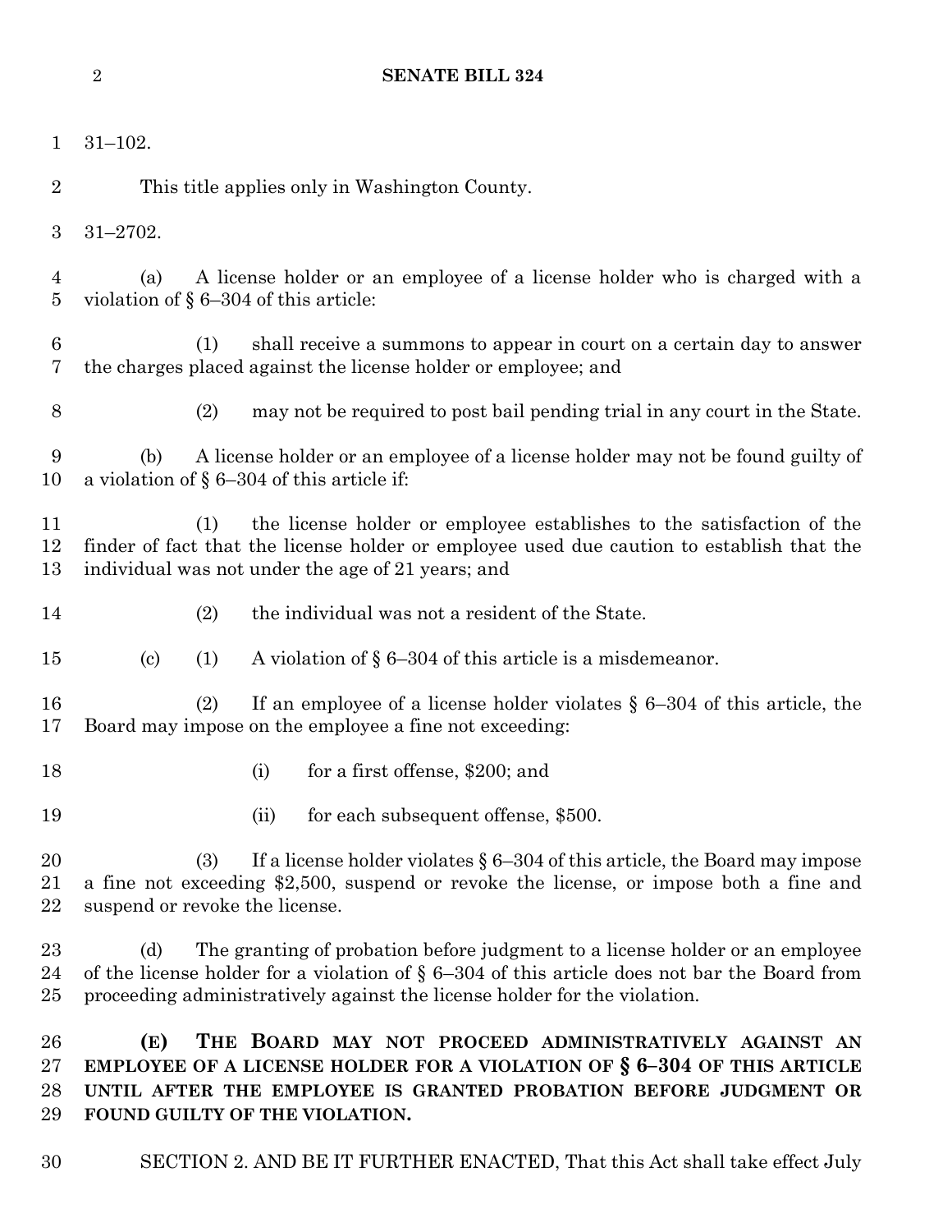31–102.

This title applies only in Washington County.

31–2702.

(a) A license holder or an employee of a license holder who is charged with a violation of § 6–304 of this article:

(1) shall receive a summons to appear in court on a certain day to answer the charges placed against the license holder or employee; and

(2) may not be required to post bail pending trial in any court in the State.

(b) A license holder or an employee of a license holder may not be found guilty of a violation of § 6–304 of this article if:

(1) the license holder or employee establishes to the satisfaction of the finder of fact that the license holder or employee used due caution to establish that the individual was not under the age of 21 years; and

(2) the individual was not a resident of the State.

(c) (1) A violation of § 6–304 of this article is a misdemeanor.

(2) If an employee of a license holder violates § 6–304 of this article, the Board may impose on the employee a fine not exceeding:

(i) for a first offense, $200; and

(ii) for each subsequent offense, $500.

(3) If a license holder violates § 6–304 of this article, the Board may impose a fine not exceeding $2,500, suspend or revoke the license, or impose both a fine and suspend or revoke the license.

(d) The granting of probation before judgment to a license holder or an employee of the license holder for a violation of § 6–304 of this article does not bar the Board from proceeding administratively against the license holder for the violation.

**(E) THE BOARD MAY NOT PROCEED ADMINISTRATIVELY AGAINST AN EMPLOYEE OF A LICENSE HOLDER FOR A VIOLATION OF § 6–304 OF THIS ARTICLE UNTIL AFTER THE EMPLOYEE IS GRANTED PROBATION BEFORE JUDGMENT OR FOUND GUILTY OF THE VIOLATION.**

SECTION 2. AND BE IT FURTHER ENACTED, That this Act shall take effect July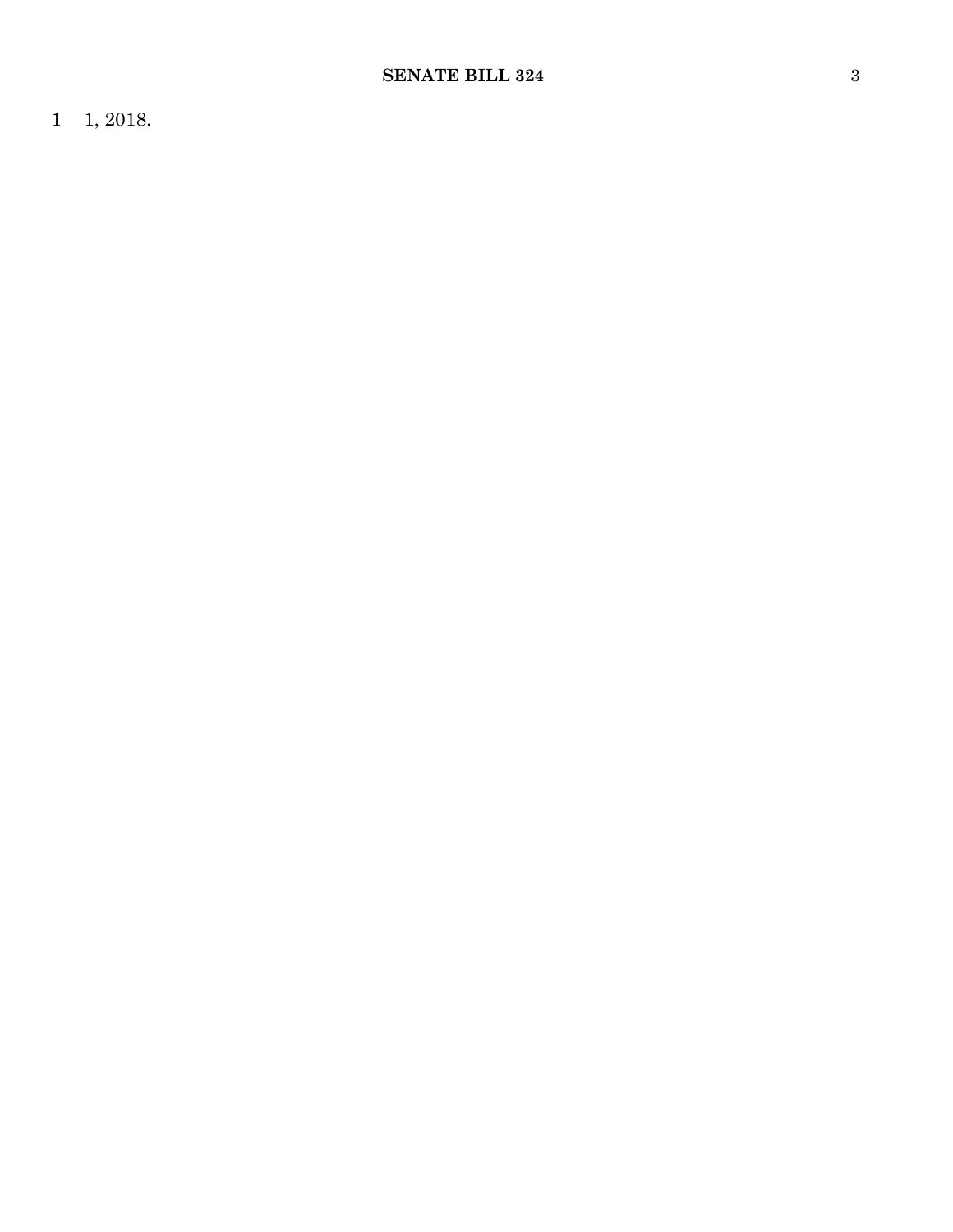1, 2018.